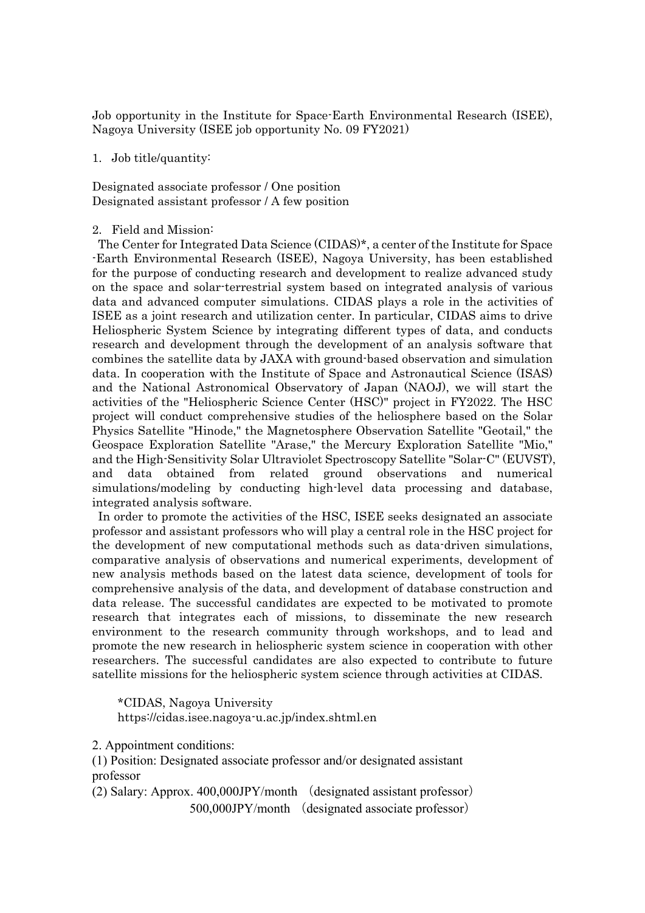Job opportunity in the Institute for Space-Earth Environmental Research (ISEE), Nagoya University (ISEE job opportunity No. 09 FY2021)

1. Job title/quantity:

Designated associate professor / One position
Designated assistant professor / A few position

2. Field and Mission:

The Center for Integrated Data Science (CIDAS)*, a center of the Institute for Space -Earth Environmental Research (ISEE), Nagoya University, has been established for the purpose of conducting research and development to realize advanced study on the space and solar-terrestrial system based on integrated analysis of various data and advanced computer simulations. CIDAS plays a role in the activities of ISEE as a joint research and utilization center. In particular, CIDAS aims to drive Heliospheric System Science by integrating different types of data, and conducts research and development through the development of an analysis software that combines the satellite data by JAXA with ground-based observation and simulation data. In cooperation with the Institute of Space and Astronautical Science (ISAS) and the National Astronomical Observatory of Japan (NAOJ), we will start the activities of the "Heliospheric Science Center (HSC)" project in FY2022. The HSC project will conduct comprehensive studies of the heliosphere based on the Solar Physics Satellite "Hinode," the Magnetosphere Observation Satellite "Geotail," the Geospace Exploration Satellite "Arase," the Mercury Exploration Satellite "Mio," and the High-Sensitivity Solar Ultraviolet Spectroscopy Satellite "Solar-C" (EUVST), and data obtained from related ground observations and numerical simulations/modeling by conducting high-level data processing and database, integrated analysis software.

In order to promote the activities of the HSC, ISEE seeks designated an associate professor and assistant professors who will play a central role in the HSC project for the development of new computational methods such as data-driven simulations, comparative analysis of observations and numerical experiments, development of new analysis methods based on the latest data science, development of tools for comprehensive analysis of the data, and development of database construction and data release. The successful candidates are expected to be motivated to promote research that integrates each of missions, to disseminate the new research environment to the research community through workshops, and to lead and promote the new research in heliospheric system science in cooperation with other researchers. The successful candidates are also expected to contribute to future satellite missions for the heliospheric system science through activities at CIDAS.

*CIDAS, Nagoya University
https://cidas.isee.nagoya-u.ac.jp/index.shtml.en

2. Appointment conditions:

(1) Position: Designated associate professor and/or designated assistant professor

(2) Salary: Approx. 400,000JPY/month (designated assistant professor)
500,000JPY/month (designated associate professor)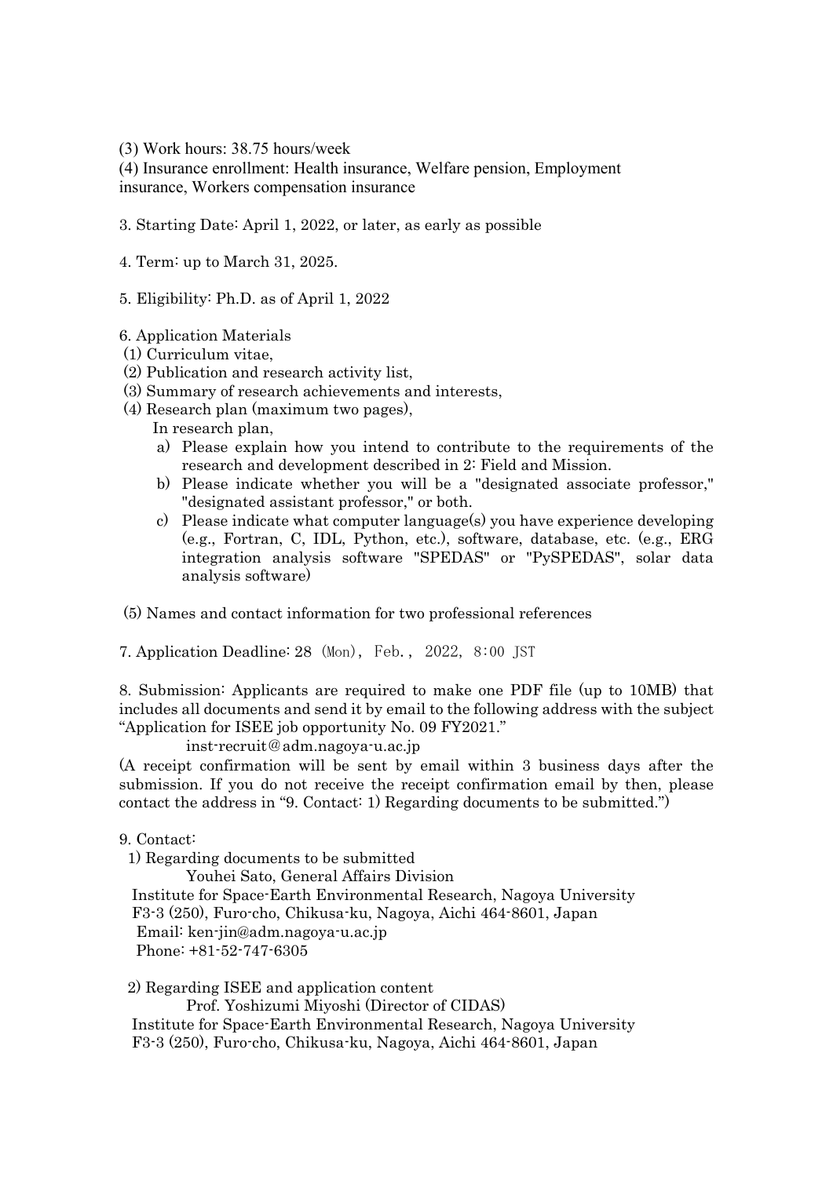(3) Work hours: 38.75 hours/week

(4) Insurance enrollment: Health insurance, Welfare pension, Employment insurance, Workers compensation insurance

3. Starting Date: April 1, 2022, or later, as early as possible

4. Term: up to March 31, 2025.

5. Eligibility: Ph.D. as of April 1, 2022

6. Application Materials

(1) Curriculum vitae,

(2) Publication and research activity list,

(3) Summary of research achievements and interests,

(4) Research plan (maximum two pages),

In research plan,

a) Please explain how you intend to contribute to the requirements of the research and development described in 2: Field and Mission.

b) Please indicate whether you will be a "designated associate professor," "designated assistant professor," or both.

c) Please indicate what computer language(s) you have experience developing (e.g., Fortran, C, IDL, Python, etc.), software, database, etc. (e.g., ERG integration analysis software "SPEDAS" or "PySPEDAS", solar data analysis software)

(5) Names and contact information for two professional references

7. Application Deadline: 28 （Mon）, Feb., 2022, 8:00 JST

8. Submission: Applicants are required to make one PDF file (up to 10MB) that includes all documents and send it by email to the following address with the subject "Application for ISEE job opportunity No. 09 FY2021."

inst-recruit＠adm.nagoya-u.ac.jp

(A receipt confirmation will be sent by email within 3 business days after the submission. If you do not receive the receipt confirmation email by then, please contact the address in "9. Contact: 1) Regarding documents to be submitted.")

9. Contact:

1) Regarding documents to be submitted

Youhei Sato, General Affairs Division
Institute for Space-Earth Environmental Research, Nagoya University
F3-3 (250), Furo-cho, Chikusa-ku, Nagoya, Aichi 464-8601, Japan
Email: ken-jin@adm.nagoya-u.ac.jp
Phone: +81-52-747-6305

2) Regarding ISEE and application content

Prof. Yoshizumi Miyoshi (Director of CIDAS)
Institute for Space-Earth Environmental Research, Nagoya University
F3-3 (250), Furo-cho, Chikusa-ku, Nagoya, Aichi 464-8601, Japan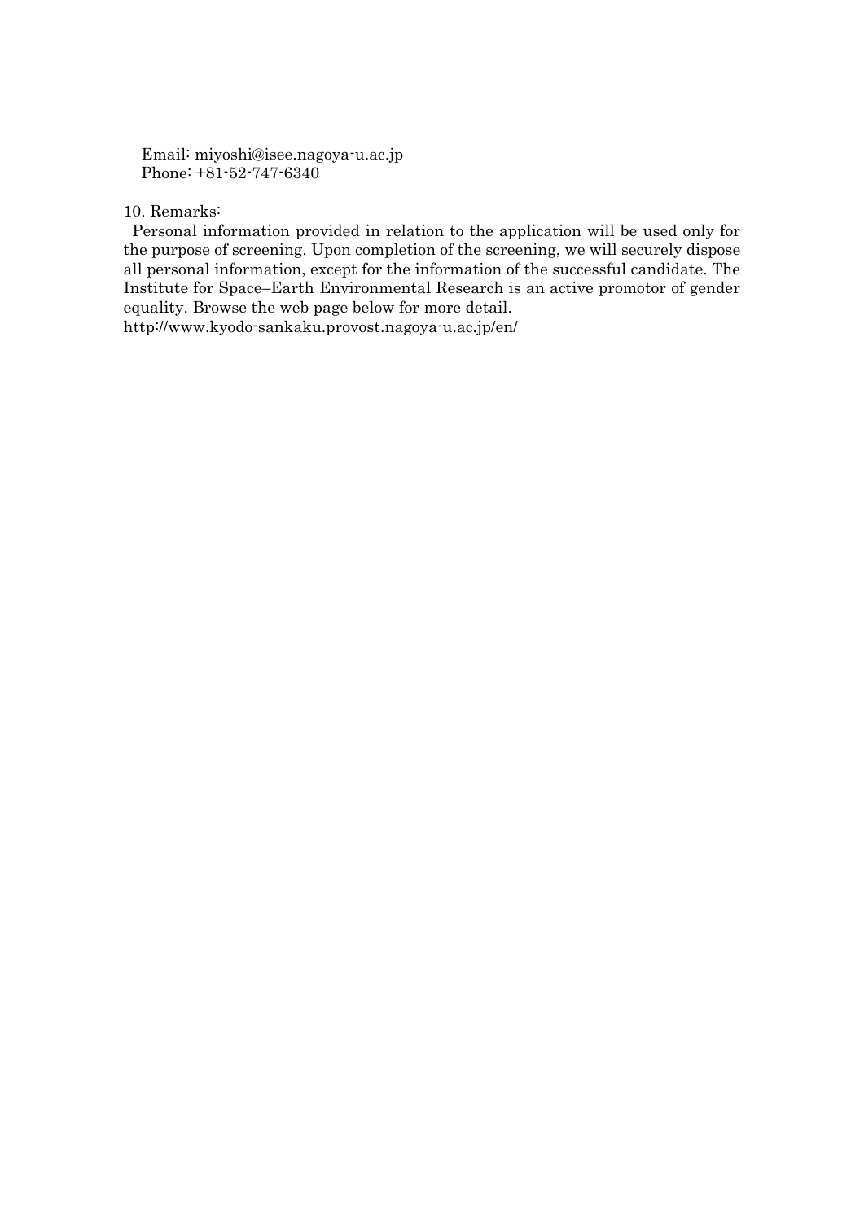Email: miyoshi@isee.nagoya-u.ac.jp
Phone: +81-52-747-6340

10. Remarks:

Personal information provided in relation to the application will be used only for the purpose of screening. Upon completion of the screening, we will securely dispose all personal information, except for the information of the successful candidate. The Institute for Space–Earth Environmental Research is an active promotor of gender equality. Browse the web page below for more detail.
http://www.kyodo-sankaku.provost.nagoya-u.ac.jp/en/